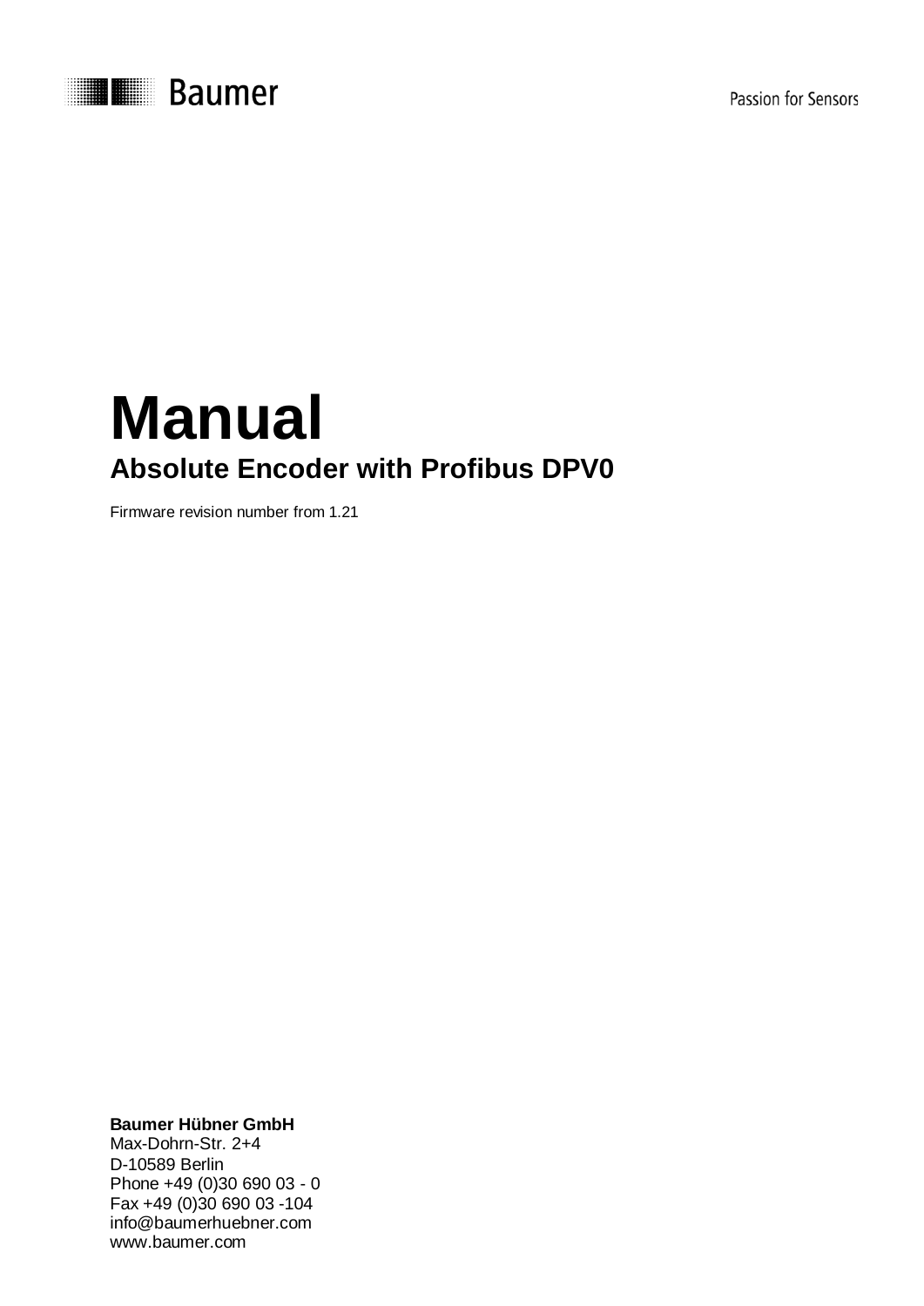Baumer

Passion for Sensors

# Manual

## Absolute Encoder with Profibus DPV0

Firmware revision number from 1.21

**Baumer Hübner GmbH**
Max-Dohrn-Str. 2+4
D-10589 Berlin
Phone +49 (0)30 690 03 - 0
Fax +49 (0)30 690 03 -104
info@baumerhuebner.com
www.baumer.com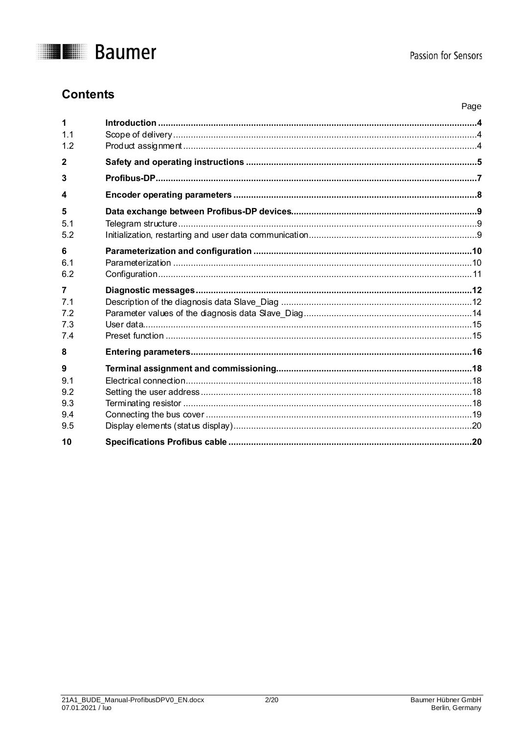## Contents

| | | Page |
|---|---|---|
| **1** | **Introduction** | **4** |
| 1.1 | Scope of delivery | 4 |
| 1.2 | Product assignment | 4 |
| **2** | **Safety and operating instructions** | **5** |
| **3** | **Profibus-DP** | **7** |
| **4** | **Encoder operating parameters** | **8** |
| **5** | **Data exchange between Profibus-DP devices** | **9** |
| 5.1 | Telegram structure | 9 |
| 5.2 | Initialization, restarting and user data communication | 9 |
| **6** | **Parameterization and configuration** | **10** |
| 6.1 | Parameterization | 10 |
| 6.2 | Configuration | 11 |
| **7** | **Diagnostic messages** | **12** |
| 7.1 | Description of the diagnosis data Slave_Diag | 12 |
| 7.2 | Parameter values of the diagnosis data Slave_Diag | 14 |
| 7.3 | User data | 15 |
| 7.4 | Preset function | 15 |
| **8** | **Entering parameters** | **16** |
| **9** | **Terminal assignment and commissioning** | **18** |
| 9.1 | Electrical connection | 18 |
| 9.2 | Setting the user address | 18 |
| 9.3 | Terminating resistor | 18 |
| 9.4 | Connecting the bus cover | 19 |
| 9.5 | Display elements (status display) | 20 |
| **10** | **Specifications Profibus cable** | **20** |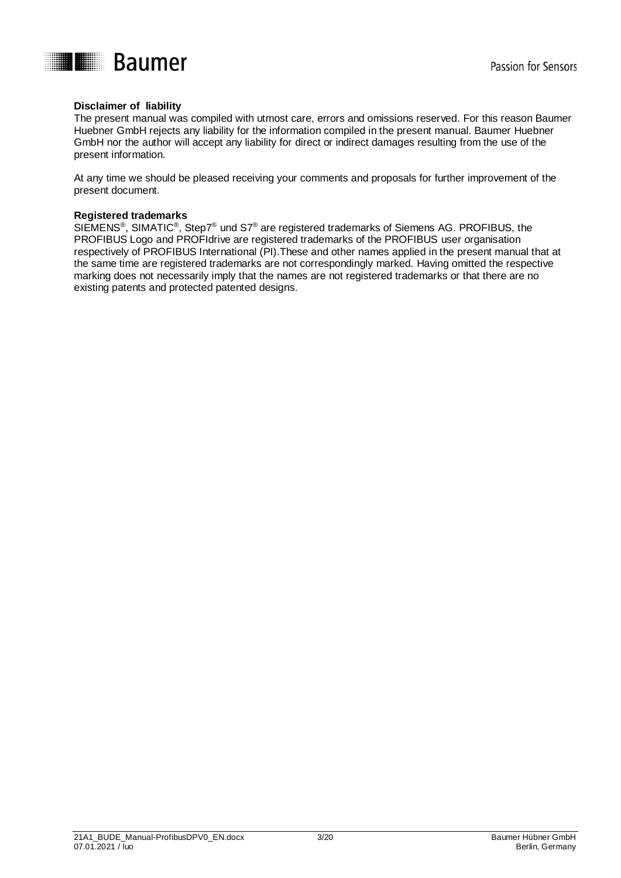**Disclaimer of liability**

The present manual was compiled with utmost care, errors and omissions reserved. For this reason Baumer Huebner GmbH rejects any liability for the information compiled in the present manual. Baumer Huebner GmbH nor the author will accept any liability for direct or indirect damages resulting from the use of the present information.

At any time we should be pleased receiving your comments and proposals for further improvement of the present document.

**Registered trademarks**

SIEMENS®, SIMATIC®, Step7® und S7® are registered trademarks of Siemens AG. PROFIBUS, the PROFIBUS Logo and PROFIdrive are registered trademarks of the PROFIBUS user organisation respectively of PROFIBUS International (PI).These and other names applied in the present manual that at the same time are registered trademarks are not correspondingly marked. Having omitted the respective marking does not necessarily imply that the names are not registered trademarks or that there are no existing patents and protected patented designs.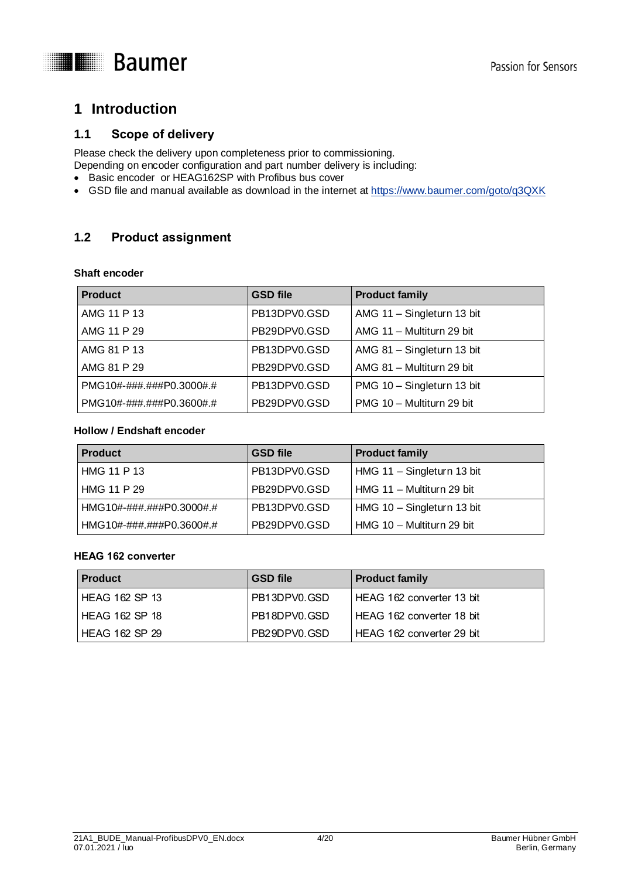# 1 Introduction

## 1.1 Scope of delivery

Please check the delivery upon completeness prior to commissioning.
Depending on encoder configuration and part number delivery is including:

- Basic encoder or HEAG162SP with Profibus bus cover
- GSD file and manual available as download in the internet at https://www.baumer.com/goto/q3QXK

## 1.2 Product assignment

**Shaft encoder**

| Product | GSD file | Product family |
|---|---|---|
| AMG 11 P 13 | PB13DPV0.GSD | AMG 11 – Singleturn 13 bit |
| AMG 11 P 29 | PB29DPV0.GSD | AMG 11 – Multiturn 29 bit |
| AMG 81 P 13 | PB13DPV0.GSD | AMG 81 – Singleturn 13 bit |
| AMG 81 P 29 | PB29DPV0.GSD | AMG 81 – Multiturn 29 bit |
| PMG10#-###.###P0.3000#.# | PB13DPV0.GSD | PMG 10 – Singleturn 13 bit |
| PMG10#-###.###P0.3600#.# | PB29DPV0.GSD | PMG 10 – Multiturn 29 bit |

**Hollow / Endshaft encoder**

| Product | GSD file | Product family |
|---|---|---|
| HMG 11 P 13 | PB13DPV0.GSD | HMG 11 – Singleturn 13 bit |
| HMG 11 P 29 | PB29DPV0.GSD | HMG 11 – Multiturn 29 bit |
| HMG10#-###.###P0.3000#.# | PB13DPV0.GSD | HMG 10 – Singleturn 13 bit |
| HMG10#-###.###P0.3600#.# | PB29DPV0.GSD | HMG 10 – Multiturn 29 bit |

**HEAG 162 converter**

| Product | GSD file | Product family |
|---|---|---|
| HEAG 162 SP 13 | PB13DPV0.GSD | HEAG 162 converter 13 bit |
| HEAG 162 SP 18 | PB18DPV0.GSD | HEAG 162 converter 18 bit |
| HEAG 162 SP 29 | PB29DPV0.GSD | HEAG 162 converter 29 bit |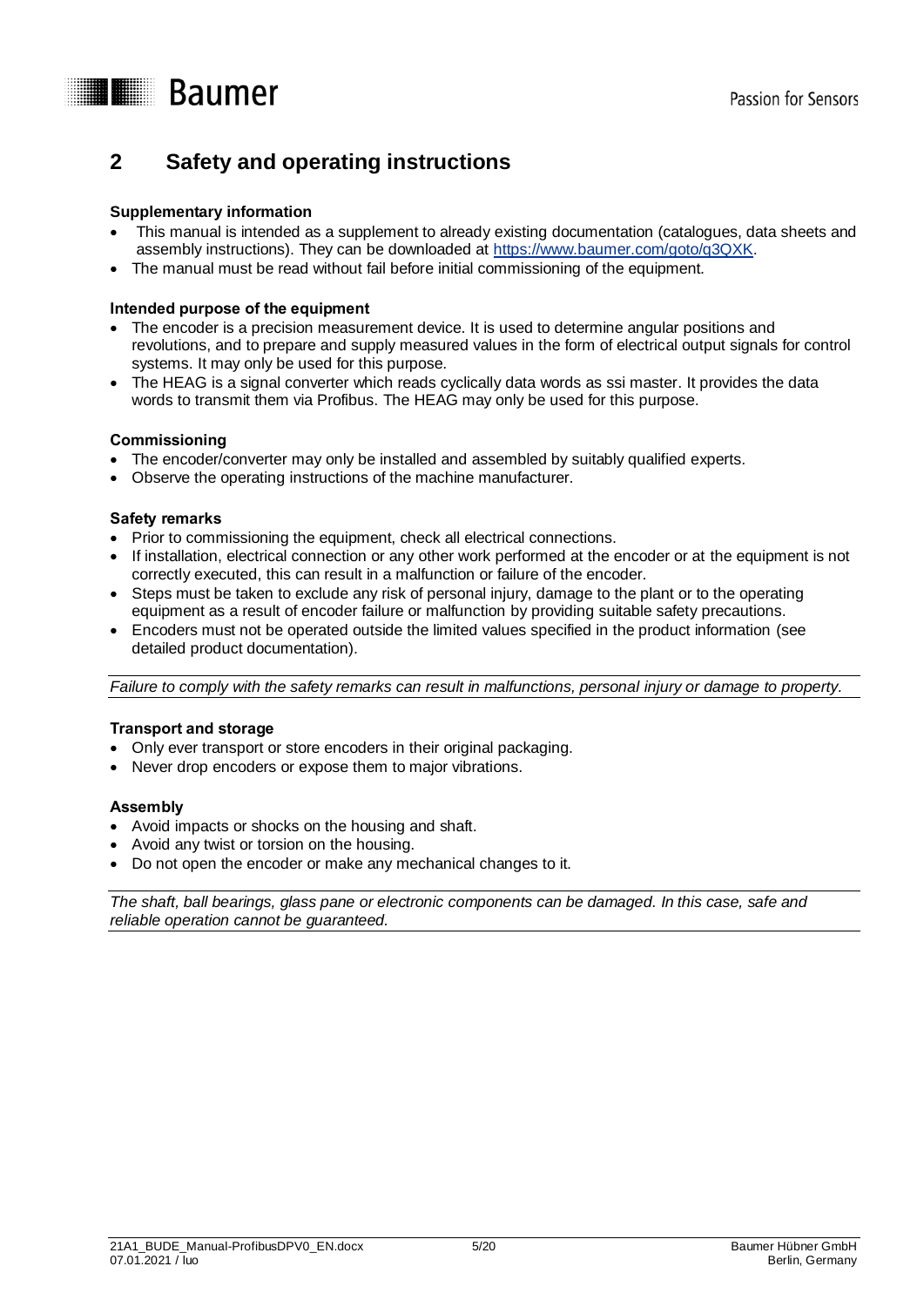# 2 Safety and operating instructions

**Supplementary information**

- This manual is intended as a supplement to already existing documentation (catalogues, data sheets and assembly instructions). They can be downloaded at https://www.baumer.com/goto/q3QXK.
- The manual must be read without fail before initial commissioning of the equipment.

**Intended purpose of the equipment**

- The encoder is a precision measurement device. It is used to determine angular positions and revolutions, and to prepare and supply measured values in the form of electrical output signals for control systems. It may only be used for this purpose.
- The HEAG is a signal converter which reads cyclically data words as ssi master. It provides the data words to transmit them via Profibus. The HEAG may only be used for this purpose.

**Commissioning**

- The encoder/converter may only be installed and assembled by suitably qualified experts.
- Observe the operating instructions of the machine manufacturer.

**Safety remarks**

- Prior to commissioning the equipment, check all electrical connections.
- If installation, electrical connection or any other work performed at the encoder or at the equipment is not correctly executed, this can result in a malfunction or failure of the encoder.
- Steps must be taken to exclude any risk of personal injury, damage to the plant or to the operating equipment as a result of encoder failure or malfunction by providing suitable safety precautions.
- Encoders must not be operated outside the limited values specified in the product information (see detailed product documentation).

*Failure to comply with the safety remarks can result in malfunctions, personal injury or damage to property.*

**Transport and storage**

- Only ever transport or store encoders in their original packaging.
- Never drop encoders or expose them to major vibrations.

**Assembly**

- Avoid impacts or shocks on the housing and shaft.
- Avoid any twist or torsion on the housing.
- Do not open the encoder or make any mechanical changes to it.

*The shaft, ball bearings, glass pane or electronic components can be damaged. In this case, safe and reliable operation cannot be guaranteed.*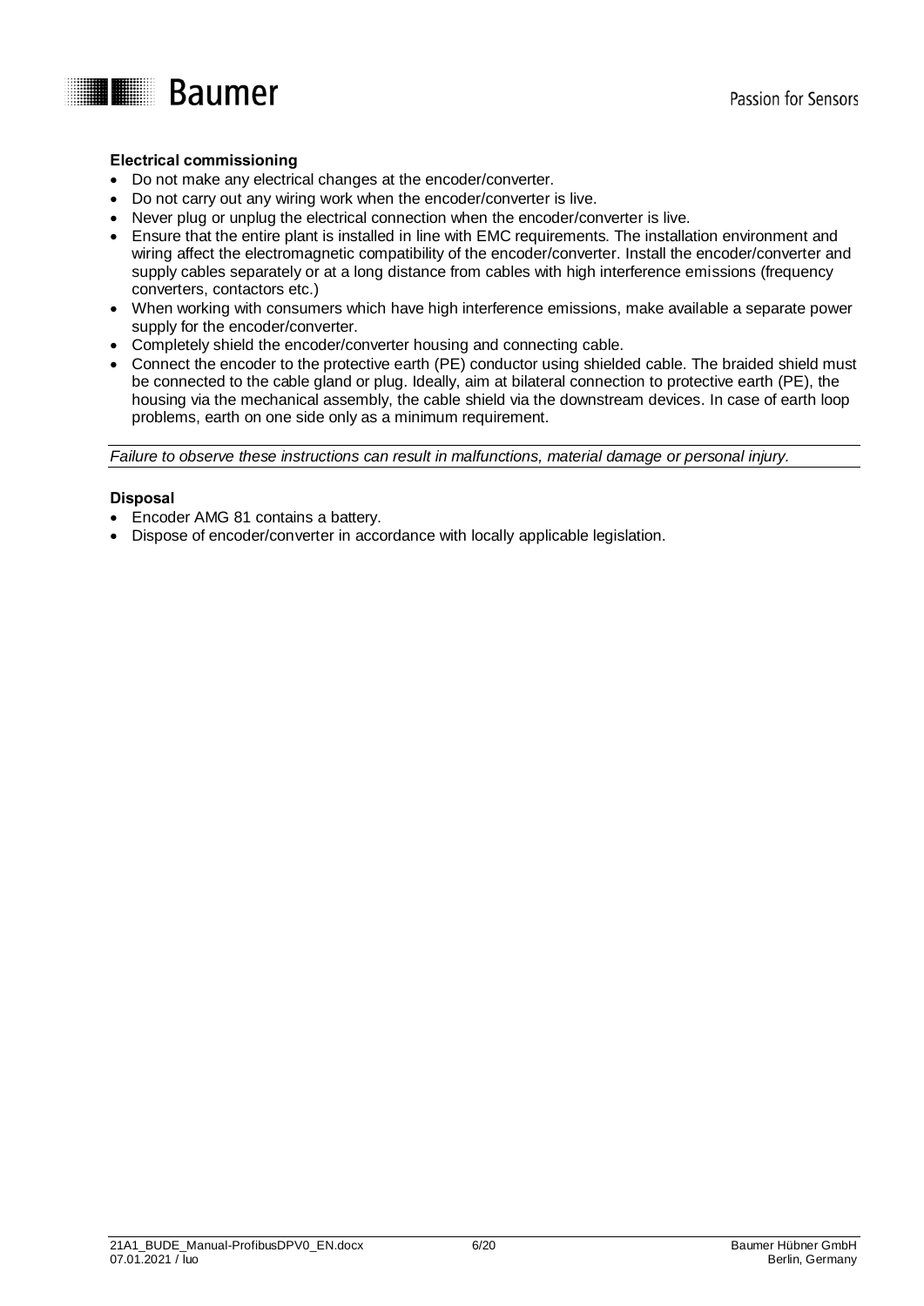**Electrical commissioning**

- Do not make any electrical changes at the encoder/converter.
- Do not carry out any wiring work when the encoder/converter is live.
- Never plug or unplug the electrical connection when the encoder/converter is live.
- Ensure that the entire plant is installed in line with EMC requirements. The installation environment and wiring affect the electromagnetic compatibility of the encoder/converter. Install the encoder/converter and supply cables separately or at a long distance from cables with high interference emissions (frequency converters, contactors etc.)
- When working with consumers which have high interference emissions, make available a separate power supply for the encoder/converter.
- Completely shield the encoder/converter housing and connecting cable.
- Connect the encoder to the protective earth (PE) conductor using shielded cable. The braided shield must be connected to the cable gland or plug. Ideally, aim at bilateral connection to protective earth (PE), the housing via the mechanical assembly, the cable shield via the downstream devices. In case of earth loop problems, earth on one side only as a minimum requirement.

*Failure to observe these instructions can result in malfunctions, material damage or personal injury.*

**Disposal**

- Encoder AMG 81 contains a battery.
- Dispose of encoder/converter in accordance with locally applicable legislation.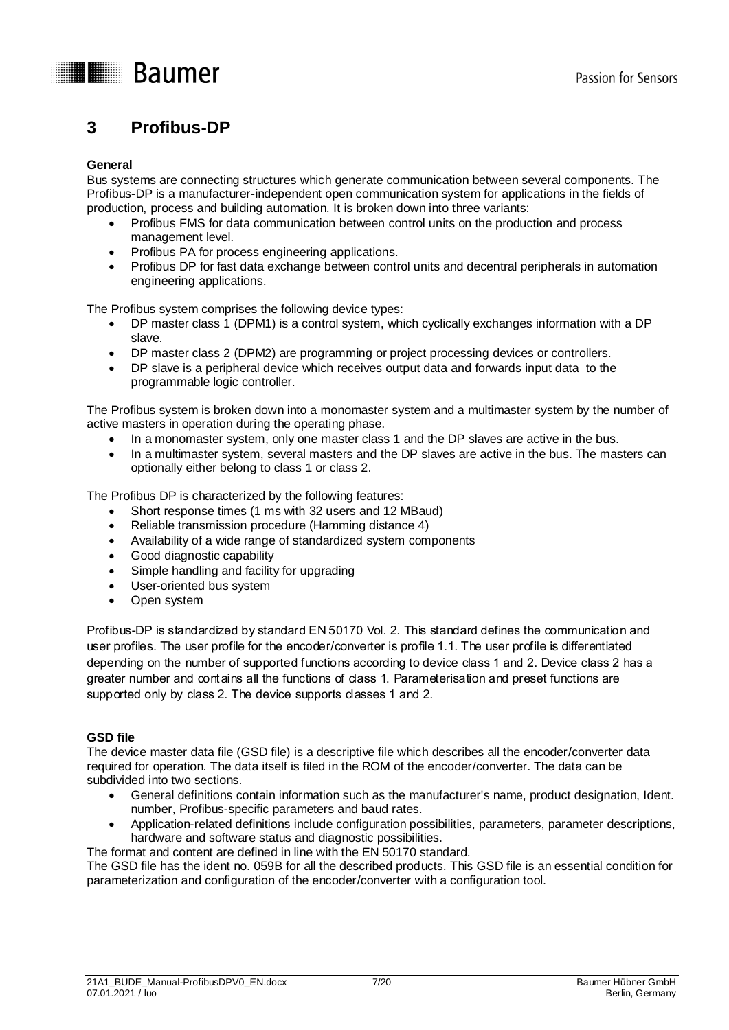# 3 Profibus-DP

**General**

Bus systems are connecting structures which generate communication between several components. The Profibus-DP is a manufacturer-independent open communication system for applications in the fields of production, process and building automation. It is broken down into three variants:

- Profibus FMS for data communication between control units on the production and process management level.
- Profibus PA for process engineering applications.
- Profibus DP for fast data exchange between control units and decentral peripherals in automation engineering applications.

The Profibus system comprises the following device types:

- DP master class 1 (DPM1) is a control system, which cyclically exchanges information with a DP slave.
- DP master class 2 (DPM2) are programming or project processing devices or controllers.
- DP slave is a peripheral device which receives output data and forwards input data to the programmable logic controller.

The Profibus system is broken down into a monomaster system and a multimaster system by the number of active masters in operation during the operating phase.

- In a monomaster system, only one master class 1 and the DP slaves are active in the bus.
- In a multimaster system, several masters and the DP slaves are active in the bus. The masters can optionally either belong to class 1 or class 2.

The Profibus DP is characterized by the following features:

- Short response times (1 ms with 32 users and 12 MBaud)
- Reliable transmission procedure (Hamming distance 4)
- Availability of a wide range of standardized system components
- Good diagnostic capability
- Simple handling and facility for upgrading
- User-oriented bus system
- Open system

Profibus-DP is standardized by standard EN 50170 Vol. 2. This standard defines the communication and user profiles. The user profile for the encoder/converter is profile 1.1. The user profile is differentiated depending on the number of supported functions according to device class 1 and 2. Device class 2 has a greater number and contains all the functions of class 1. Parameterisation and preset functions are supported only by class 2. The device supports classes 1 and 2.

**GSD file**

The device master data file (GSD file) is a descriptive file which describes all the encoder/converter data required for operation. The data itself is filed in the ROM of the encoder/converter. The data can be subdivided into two sections.

- General definitions contain information such as the manufacturer's name, product designation, Ident. number, Profibus-specific parameters and baud rates.
- Application-related definitions include configuration possibilities, parameters, parameter descriptions, hardware and software status and diagnostic possibilities.

The format and content are defined in line with the EN 50170 standard.
The GSD file has the ident no. 059B for all the described products. This GSD file is an essential condition for parameterization and configuration of the encoder/converter with a configuration tool.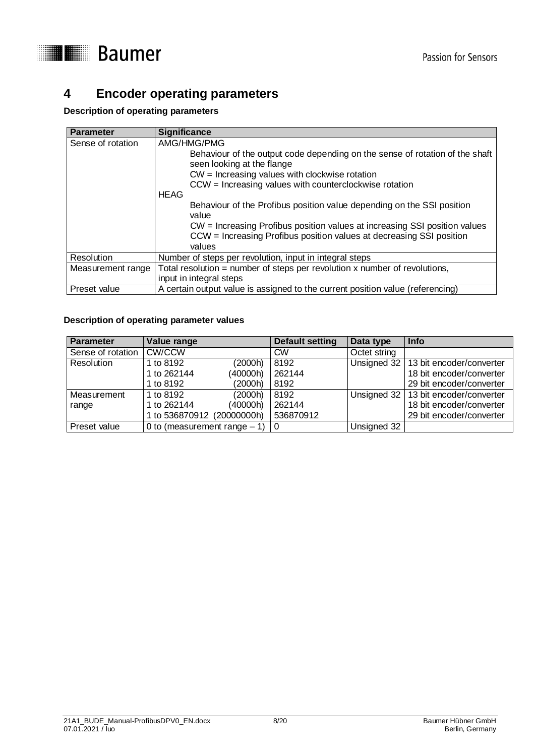# 4 Encoder operating parameters

**Description of operating parameters**

| Parameter | Significance |
|---|---|
| Sense of rotation | AMG/HMG/PMG<br>Behaviour of the output code depending on the sense of rotation of the shaft seen looking at the flange<br>CW = Increasing values with clockwise rotation<br>CCW = Increasing values with counterclockwise rotation<br>HEAG<br>Behaviour of the Profibus position value depending on the SSI position value<br>CW = Increasing Profibus position values at increasing SSI position values<br>CCW = Increasing Profibus position values at decreasing SSI position values |
| Resolution | Number of steps per revolution, input in integral steps |
| Measurement range | Total resolution = number of steps per revolution x number of revolutions, input in integral steps |
| Preset value | A certain output value is assigned to the current position value (referencing) |

**Description of operating parameter values**

| Parameter | Value range | Default setting | Data type | Info |
|---|---|---|---|---|
| Sense of rotation | CW/CCW | CW | Octet string | |
| Resolution | 1 to 8192 (2000h)<br>1 to 262144 (40000h)<br>1 to 8192 (2000h) | 8192<br>262144<br>8192 | Unsigned 32 | 13 bit encoder/converter<br>18 bit encoder/converter<br>29 bit encoder/converter |
| Measurement range | 1 to 8192 (2000h)<br>1 to 262144 (40000h)<br>1 to 536870912 (20000000h) | 8192<br>262144<br>536870912 | Unsigned 32 | 13 bit encoder/converter<br>18 bit encoder/converter<br>29 bit encoder/converter |
| Preset value | 0 to (measurement range – 1) | 0 | Unsigned 32 | |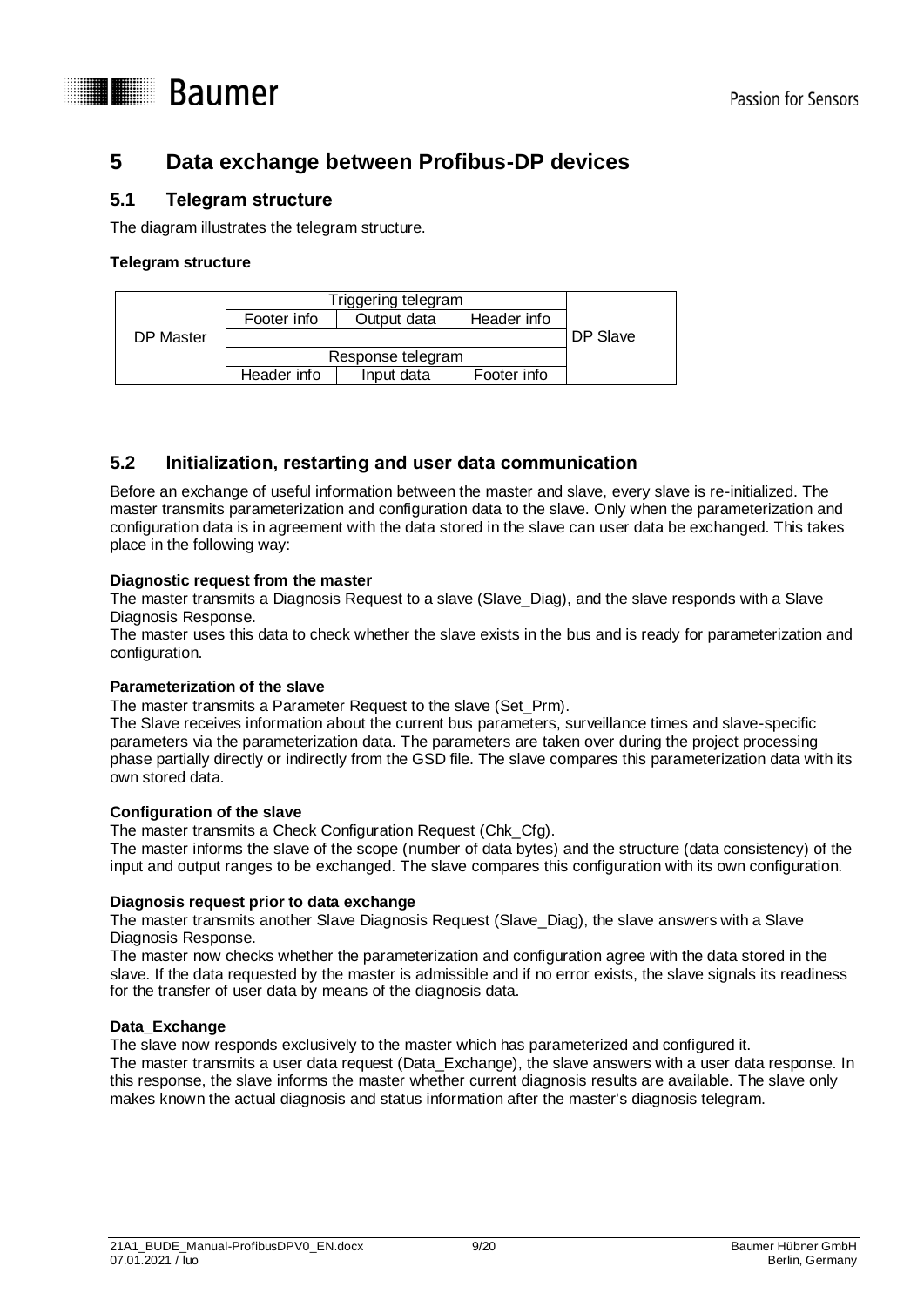# 5 Data exchange between Profibus-DP devices

## 5.1 Telegram structure

The diagram illustrates the telegram structure.

**Telegram structure**

| DP Master | Triggering telegram | | | DP Slave |
|---|---|---|---|---|
| | Footer info | Output data | Header info | |
| | | | | |
| | Response telegram | | | |
| | Header info | Input data | Footer info | |

## 5.2 Initialization, restarting and user data communication

Before an exchange of useful information between the master and slave, every slave is re-initialized. The master transmits parameterization and configuration data to the slave. Only when the parameterization and configuration data is in agreement with the data stored in the slave can user data be exchanged. This takes place in the following way:

**Diagnostic request from the master**
The master transmits a Diagnosis Request to a slave (Slave_Diag), and the slave responds with a Slave Diagnosis Response.
The master uses this data to check whether the slave exists in the bus and is ready for parameterization and configuration.

**Parameterization of the slave**
The master transmits a Parameter Request to the slave (Set_Prm).
The Slave receives information about the current bus parameters, surveillance times and slave-specific parameters via the parameterization data. The parameters are taken over during the project processing phase partially directly or indirectly from the GSD file. The slave compares this parameterization data with its own stored data.

**Configuration of the slave**
The master transmits a Check Configuration Request (Chk_Cfg).
The master informs the slave of the scope (number of data bytes) and the structure (data consistency) of the input and output ranges to be exchanged. The slave compares this configuration with its own configuration.

**Diagnosis request prior to data exchange**
The master transmits another Slave Diagnosis Request (Slave_Diag), the slave answers with a Slave Diagnosis Response.
The master now checks whether the parameterization and configuration agree with the data stored in the slave. If the data requested by the master is admissible and if no error exists, the slave signals its readiness for the transfer of user data by means of the diagnosis data.

**Data_Exchange**
The slave now responds exclusively to the master which has parameterized and configured it.
The master transmits a user data request (Data_Exchange), the slave answers with a user data response. In this response, the slave informs the master whether current diagnosis results are available. The slave only makes known the actual diagnosis and status information after the master's diagnosis telegram.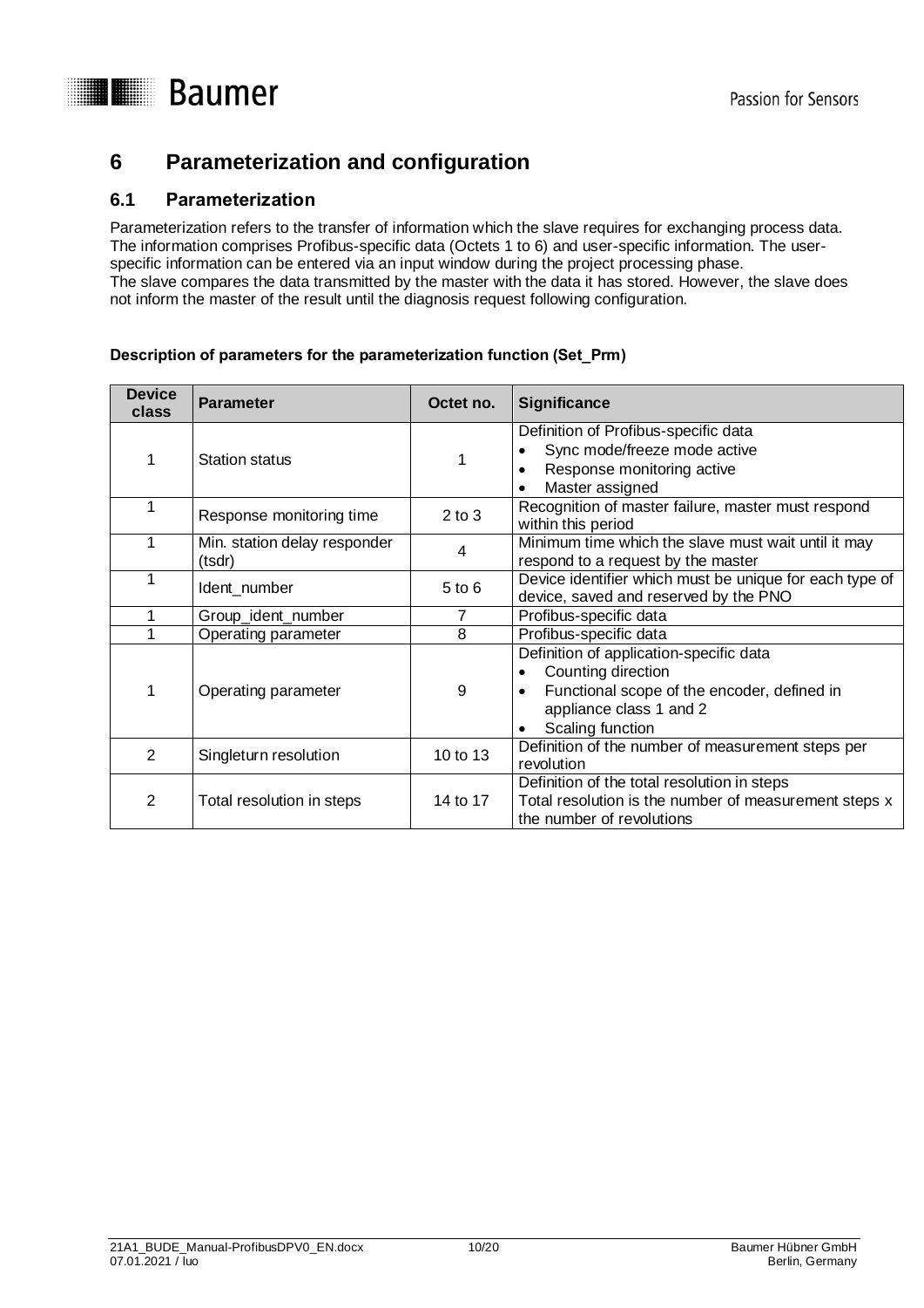# 6 Parameterization and configuration

## 6.1 Parameterization

Parameterization refers to the transfer of information which the slave requires for exchanging process data. The information comprises Profibus-specific data (Octets 1 to 6) and user-specific information. The user-specific information can be entered via an input window during the project processing phase.
The slave compares the data transmitted by the master with the data it has stored. However, the slave does not inform the master of the result until the diagnosis request following configuration.

**Description of parameters for the parameterization function (Set_Prm)**

| Device class | Parameter | Octet no. | Significance |
|---|---|---|---|
| 1 | Station status | 1 | Definition of Profibus-specific data<br>• Sync mode/freeze mode active<br>• Response monitoring active<br>• Master assigned |
| 1 | Response monitoring time | 2 to 3 | Recognition of master failure, master must respond within this period |
| 1 | Min. station delay responder (tsdr) | 4 | Minimum time which the slave must wait until it may respond to a request by the master |
| 1 | Ident_number | 5 to 6 | Device identifier which must be unique for each type of device, saved and reserved by the PNO |
| 1 | Group_ident_number | 7 | Profibus-specific data |
| 1 | Operating parameter | 8 | Profibus-specific data |
| 1 | Operating parameter | 9 | Definition of application-specific data<br>• Counting direction<br>• Functional scope of the encoder, defined in appliance class 1 and 2<br>• Scaling function |
| 2 | Singleturn resolution | 10 to 13 | Definition of the number of measurement steps per revolution |
| 2 | Total resolution in steps | 14 to 17 | Definition of the total resolution in steps<br>Total resolution is the number of measurement steps x the number of revolutions |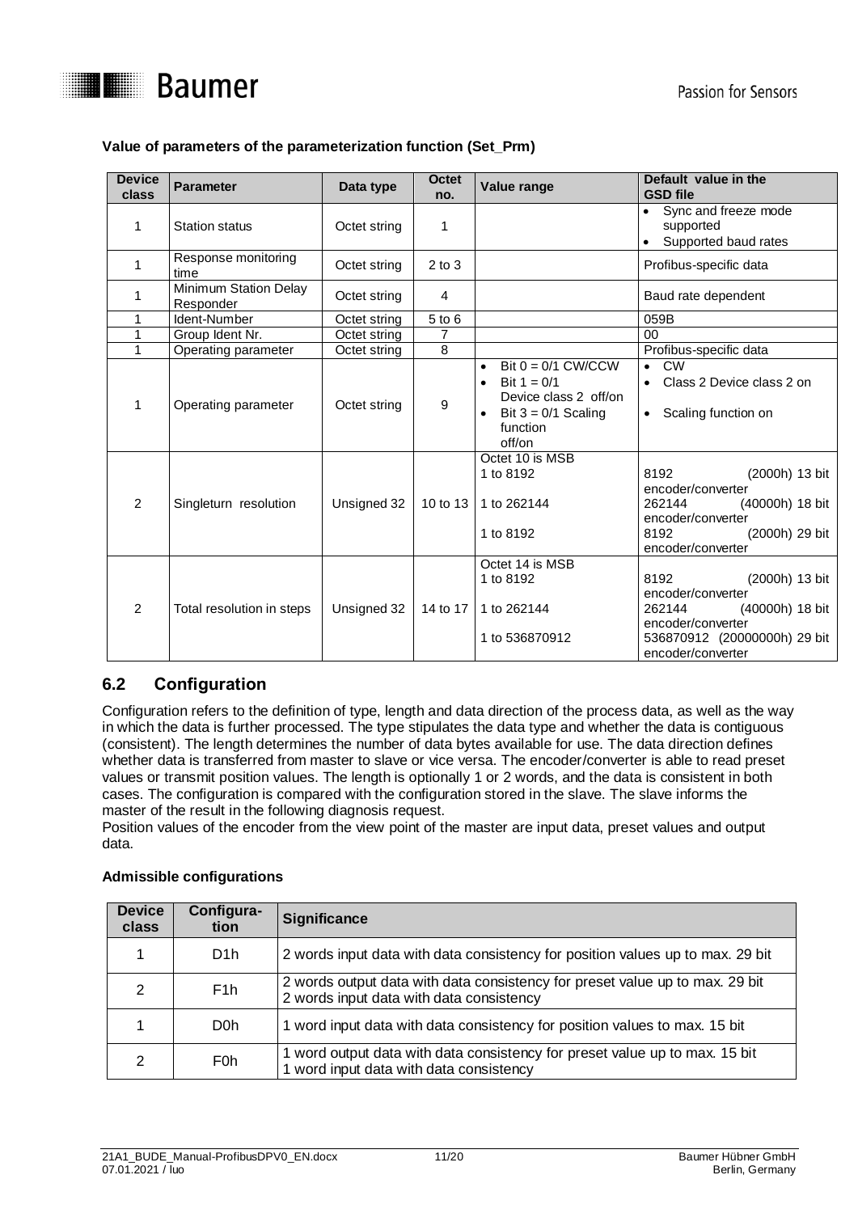**Value of parameters of the parameterization function (Set_Prm)**

| Device class | Parameter | Data type | Octet no. | Value range | Default value in the GSD file |
|---|---|---|---|---|---|
| 1 | Station status | Octet string | 1 | | • Sync and freeze mode supported<br>• Supported baud rates |
| 1 | Response monitoring time | Octet string | 2 to 3 | | Profibus-specific data |
| 1 | Minimum Station Delay Responder | Octet string | 4 | | Baud rate dependent |
| 1 | Ident-Number | Octet string | 5 to 6 | | 059B |
| 1 | Group Ident Nr. | Octet string | 7 | | 00 |
| 1 | Operating parameter | Octet string | 8 | | Profibus-specific data |
| 1 | Operating parameter | Octet string | 9 | • Bit 0 = 0/1 CW/CCW<br>• Bit 1 = 0/1 Device class 2 off/on<br>• Bit 3 = 0/1 Scaling function off/on | • CW<br>• Class 2 Device class 2 on<br>• Scaling function on |
| 2 | Singleturn resolution | Unsigned 32 | 10 to 13 | Octet 10 is MSB<br>1 to 8192<br>1 to 262144<br>1 to 8192 | 8192 (2000h) 13 bit encoder/converter<br>262144 (40000h) 18 bit encoder/converter<br>8192 (2000h) 29 bit encoder/converter |
| 2 | Total resolution in steps | Unsigned 32 | 14 to 17 | Octet 14 is MSB<br>1 to 8192<br>1 to 262144<br>1 to 536870912 | 8192 (2000h) 13 bit encoder/converter<br>262144 (40000h) 18 bit encoder/converter<br>536870912 (20000000h) 29 bit encoder/converter |

## 6.2 Configuration

Configuration refers to the definition of type, length and data direction of the process data, as well as the way in which the data is further processed. The type stipulates the data type and whether the data is contiguous (consistent). The length determines the number of data bytes available for use. The data direction defines whether data is transferred from master to slave or vice versa. The encoder/converter is able to read preset values or transmit position values. The length is optionally 1 or 2 words, and the data is consistent in both cases. The configuration is compared with the configuration stored in the slave. The slave informs the master of the result in the following diagnosis request.
Position values of the encoder from the view point of the master are input data, preset values and output data.

**Admissible configurations**

| Device class | Configuration | Significance |
|---|---|---|
| 1 | D1h | 2 words input data with data consistency for position values up to max. 29 bit |
| 2 | F1h | 2 words output data with data consistency for preset value up to max. 29 bit<br>2 words input data with data consistency |
| 1 | D0h | 1 word input data with data consistency for position values to max. 15 bit |
| 2 | F0h | 1 word output data with data consistency for preset value up to max. 15 bit<br>1 word input data with data consistency |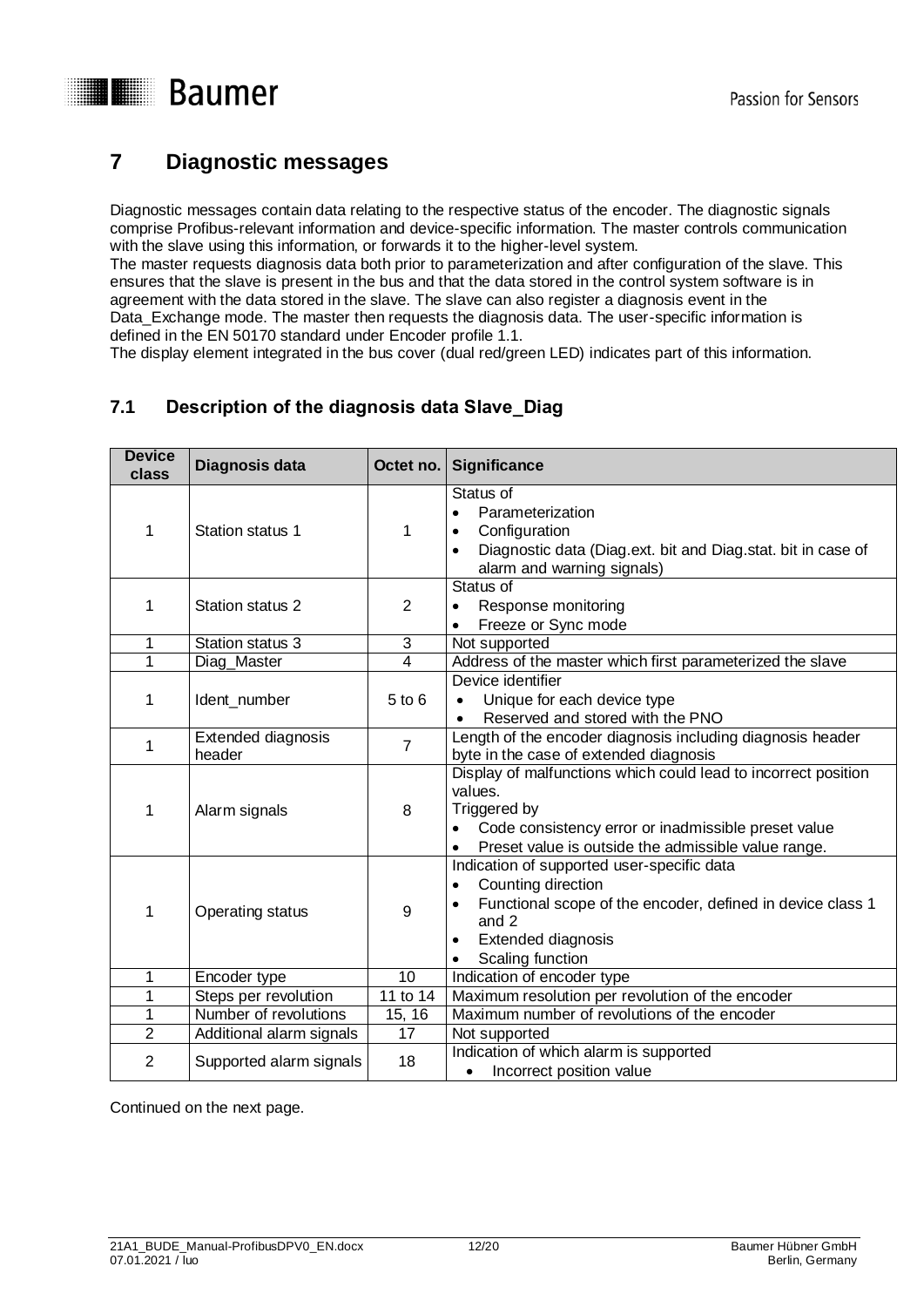# 7 Diagnostic messages

Diagnostic messages contain data relating to the respective status of the encoder. The diagnostic signals comprise Profibus-relevant information and device-specific information. The master controls communication with the slave using this information, or forwards it to the higher-level system.
The master requests diagnosis data both prior to parameterization and after configuration of the slave. This ensures that the slave is present in the bus and that the data stored in the control system software is in agreement with the data stored in the slave. The slave can also register a diagnosis event in the Data_Exchange mode. The master then requests the diagnosis data. The user-specific information is defined in the EN 50170 standard under Encoder profile 1.1.
The display element integrated in the bus cover (dual red/green LED) indicates part of this information.

## 7.1 Description of the diagnosis data Slave_Diag

| Device class | Diagnosis data | Octet no. | Significance |
|---|---|---|---|
| 1 | Station status 1 | 1 | Status of<br>• Parameterization<br>• Configuration<br>• Diagnostic data (Diag.ext. bit and Diag.stat. bit in case of alarm and warning signals) |
| 1 | Station status 2 | 2 | Status of<br>• Response monitoring<br>• Freeze or Sync mode |
| 1 | Station status 3 | 3 | Not supported |
| 1 | Diag_Master | 4 | Address of the master which first parameterized the slave |
| 1 | Ident_number | 5 to 6 | Device identifier<br>• Unique for each device type<br>• Reserved and stored with the PNO |
| 1 | Extended diagnosis header | 7 | Length of the encoder diagnosis including diagnosis header byte in the case of extended diagnosis |
| 1 | Alarm signals | 8 | Display of malfunctions which could lead to incorrect position values.<br>Triggered by<br>• Code consistency error or inadmissible preset value<br>• Preset value is outside the admissible value range. |
| 1 | Operating status | 9 | Indication of supported user-specific data<br>• Counting direction<br>• Functional scope of the encoder, defined in device class 1 and 2<br>• Extended diagnosis<br>• Scaling function |
| 1 | Encoder type | 10 | Indication of encoder type |
| 1 | Steps per revolution | 11 to 14 | Maximum resolution per revolution of the encoder |
| 1 | Number of revolutions | 15, 16 | Maximum number of revolutions of the encoder |
| 2 | Additional alarm signals | 17 | Not supported |
| 2 | Supported alarm signals | 18 | Indication of which alarm is supported<br>• Incorrect position value |

Continued on the next page.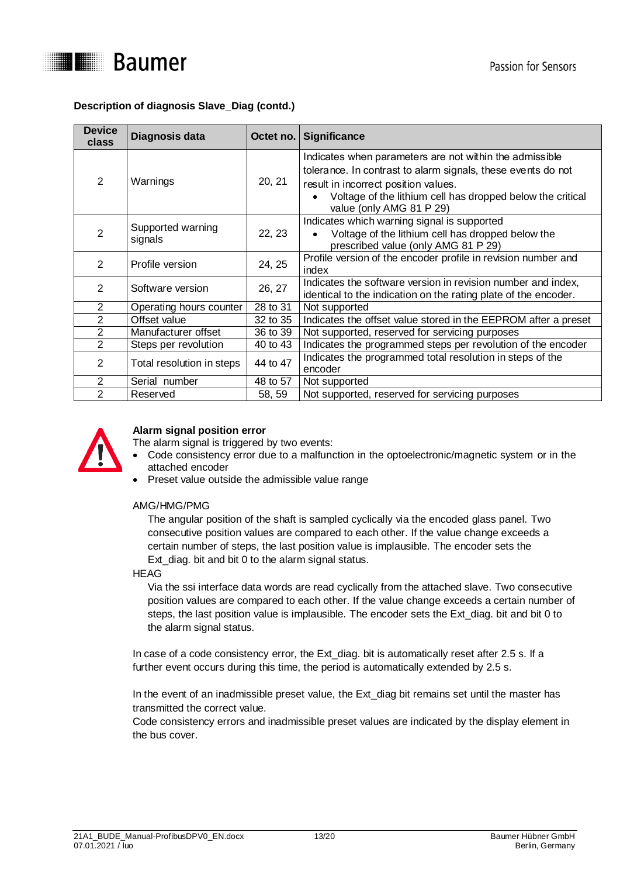**Description of diagnosis Slave_Diag (contd.)**

| Device class | Diagnosis data | Octet no. | Significance |
|---|---|---|---|
| 2 | Warnings | 20, 21 | Indicates when parameters are not within the admissible tolerance. In contrast to alarm signals, these events do not result in incorrect position values.<br>• Voltage of the lithium cell has dropped below the critical value (only AMG 81 P 29) |
| 2 | Supported warning signals | 22, 23 | Indicates which warning signal is supported<br>• Voltage of the lithium cell has dropped below the prescribed value (only AMG 81 P 29) |
| 2 | Profile version | 24, 25 | Profile version of the encoder profile in revision number and index |
| 2 | Software version | 26, 27 | Indicates the software version in revision number and index, identical to the indication on the rating plate of the encoder. |
| 2 | Operating hours counter | 28 to 31 | Not supported |
| 2 | Offset value | 32 to 35 | Indicates the offset value stored in the EEPROM after a preset |
| 2 | Manufacturer offset | 36 to 39 | Not supported, reserved for servicing purposes |
| 2 | Steps per revolution | 40 to 43 | Indicates the programmed steps per revolution of the encoder |
| 2 | Total resolution in steps | 44 to 47 | Indicates the programmed total resolution in steps of the encoder |
| 2 | Serial number | 48 to 57 | Not supported |
| 2 | Reserved | 58, 59 | Not supported, reserved for servicing purposes |

**Alarm signal position error**

The alarm signal is triggered by two events:

- Code consistency error due to a malfunction in the optoelectronic/magnetic system or in the attached encoder
- Preset value outside the admissible value range

AMG/HMG/PMG

The angular position of the shaft is sampled cyclically via the encoded glass panel. Two consecutive position values are compared to each other. If the value change exceeds a certain number of steps, the last position value is implausible. The encoder sets the Ext_diag. bit and bit 0 to the alarm signal status.

HEAG

Via the ssi interface data words are read cyclically from the attached slave. Two consecutive position values are compared to each other. If the value change exceeds a certain number of steps, the last position value is implausible. The encoder sets the Ext_diag. bit and bit 0 to the alarm signal status.

In case of a code consistency error, the Ext_diag. bit is automatically reset after 2.5 s. If a further event occurs during this time, the period is automatically extended by 2.5 s.

In the event of an inadmissible preset value, the Ext_diag bit remains set until the master has transmitted the correct value.

Code consistency errors and inadmissible preset values are indicated by the display element in the bus cover.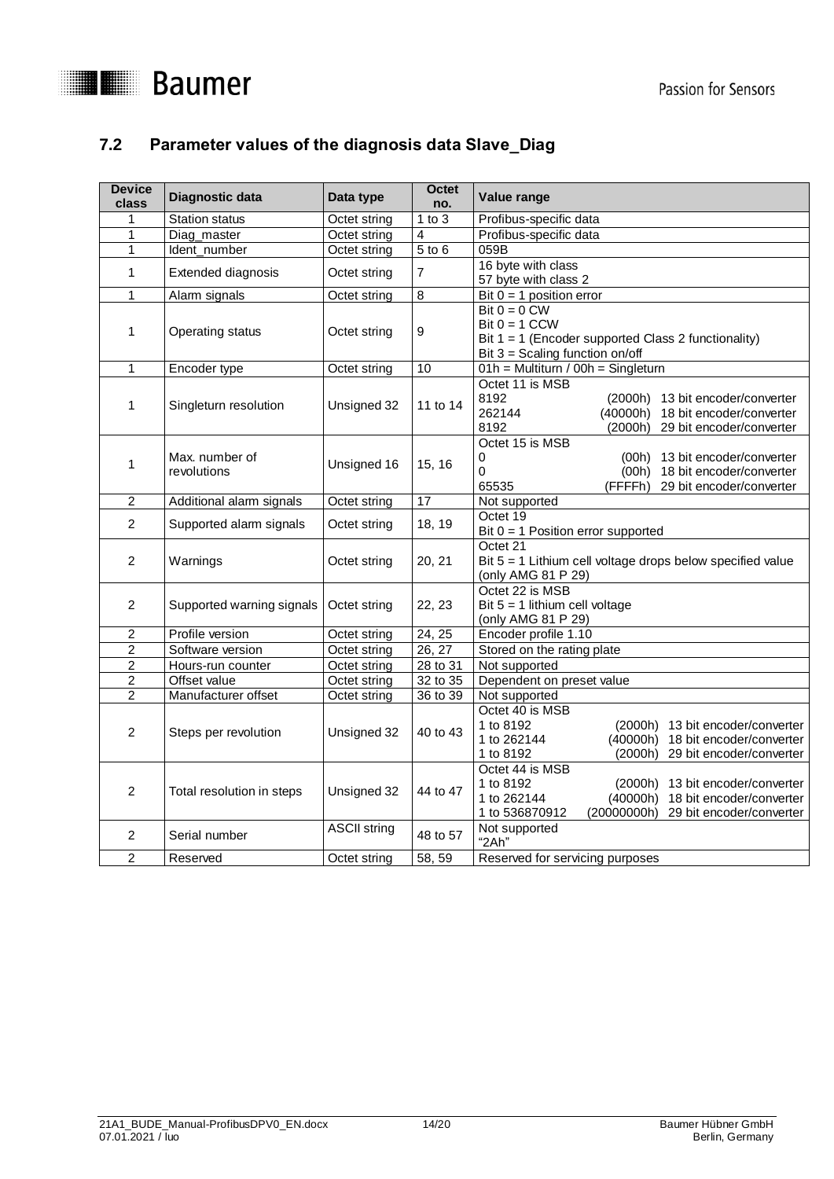## 7.2 Parameter values of the diagnosis data Slave_Diag

| Device class | Diagnostic data | Data type | Octet no. | Value range |
|---|---|---|---|---|
| 1 | Station status | Octet string | 1 to 3 | Profibus-specific data |
| 1 | Diag_master | Octet string | 4 | Profibus-specific data |
| 1 | Ident_number | Octet string | 5 to 6 | 059B |
| 1 | Extended diagnosis | Octet string | 7 | 16 byte with class<br>57 byte with class 2 |
| 1 | Alarm signals | Octet string | 8 | Bit 0 = 1 position error |
| 1 | Operating status | Octet string | 9 | Bit 0 = 0 CW<br>Bit 0 = 1 CCW<br>Bit 1 = 1 (Encoder supported Class 2 functionality)<br>Bit 3 = Scaling function on/off |
| 1 | Encoder type | Octet string | 10 | 01h = Multiturn / 00h = Singleturn |
| 1 | Singleturn resolution | Unsigned 32 | 11 to 14 | Octet 11 is MSB<br>8192 (2000h) 13 bit encoder/converter<br>262144 (40000h) 18 bit encoder/converter<br>8192 (2000h) 29 bit encoder/converter |
| 1 | Max. number of revolutions | Unsigned 16 | 15, 16 | Octet 15 is MSB<br>0 (00h) 13 bit encoder/converter<br>0 (00h) 18 bit encoder/converter<br>65535 (FFFFh) 29 bit encoder/converter |
| 2 | Additional alarm signals | Octet string | 17 | Not supported |
| 2 | Supported alarm signals | Octet string | 18, 19 | Octet 19<br>Bit 0 = 1 Position error supported |
| 2 | Warnings | Octet string | 20, 21 | Octet 21<br>Bit 5 = 1 Lithium cell voltage drops below specified value (only AMG 81 P 29) |
| 2 | Supported warning signals | Octet string | 22, 23 | Octet 22 is MSB<br>Bit 5 = 1 lithium cell voltage<br>(only AMG 81 P 29) |
| 2 | Profile version | Octet string | 24, 25 | Encoder profile 1.10 |
| 2 | Software version | Octet string | 26, 27 | Stored on the rating plate |
| 2 | Hours-run counter | Octet string | 28 to 31 | Not supported |
| 2 | Offset value | Octet string | 32 to 35 | Dependent on preset value |
| 2 | Manufacturer offset | Octet string | 36 to 39 | Not supported |
| 2 | Steps per revolution | Unsigned 32 | 40 to 43 | Octet 40 is MSB<br>1 to 8192 (2000h) 13 bit encoder/converter<br>1 to 262144 (40000h) 18 bit encoder/converter<br>1 to 8192 (2000h) 29 bit encoder/converter |
| 2 | Total resolution in steps | Unsigned 32 | 44 to 47 | Octet 44 is MSB<br>1 to 8192 (2000h) 13 bit encoder/converter<br>1 to 262144 (40000h) 18 bit encoder/converter<br>1 to 536870912 (20000000h) 29 bit encoder/converter |
| 2 | Serial number | ASCII string | 48 to 57 | Not supported<br>"2Ah" |
| 2 | Reserved | Octet string | 58, 59 | Reserved for servicing purposes |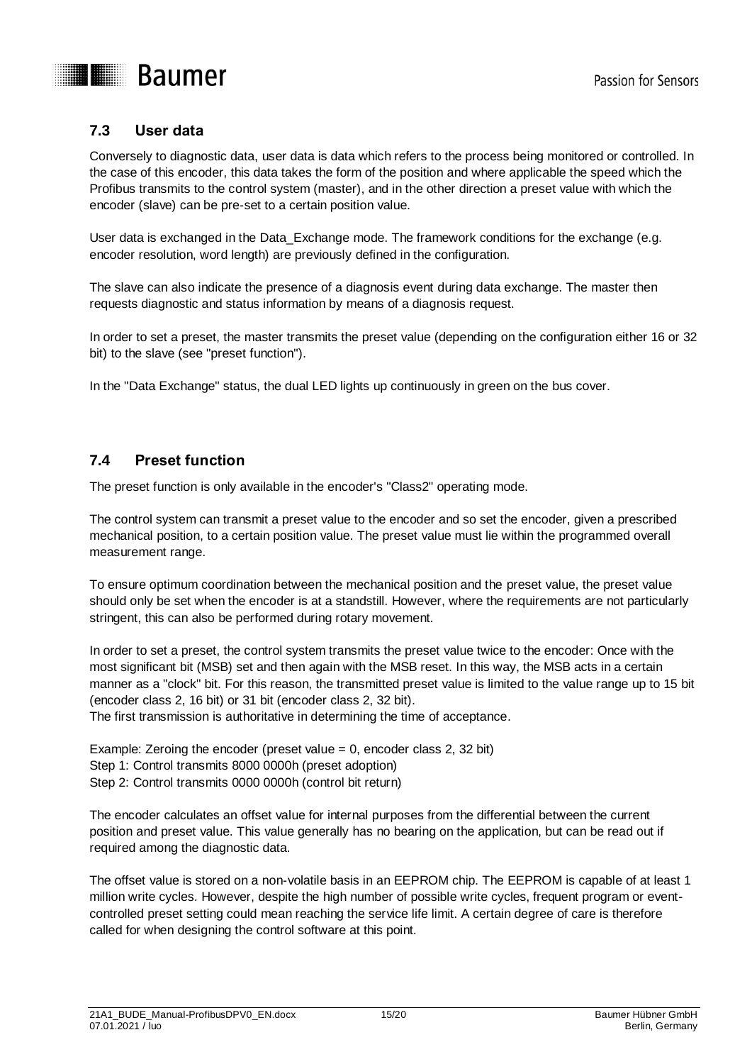## 7.3 User data

Conversely to diagnostic data, user data is data which refers to the process being monitored or controlled. In the case of this encoder, this data takes the form of the position and where applicable the speed which the Profibus transmits to the control system (master), and in the other direction a preset value with which the encoder (slave) can be pre-set to a certain position value.

User data is exchanged in the Data_Exchange mode. The framework conditions for the exchange (e.g. encoder resolution, word length) are previously defined in the configuration.

The slave can also indicate the presence of a diagnosis event during data exchange. The master then requests diagnostic and status information by means of a diagnosis request.

In order to set a preset, the master transmits the preset value (depending on the configuration either 16 or 32 bit) to the slave (see "preset function").

In the "Data Exchange" status, the dual LED lights up continuously in green on the bus cover.

## 7.4 Preset function

The preset function is only available in the encoder's "Class2" operating mode.

The control system can transmit a preset value to the encoder and so set the encoder, given a prescribed mechanical position, to a certain position value. The preset value must lie within the programmed overall measurement range.

To ensure optimum coordination between the mechanical position and the preset value, the preset value should only be set when the encoder is at a standstill. However, where the requirements are not particularly stringent, this can also be performed during rotary movement.

In order to set a preset, the control system transmits the preset value twice to the encoder: Once with the most significant bit (MSB) set and then again with the MSB reset. In this way, the MSB acts in a certain manner as a "clock" bit. For this reason, the transmitted preset value is limited to the value range up to 15 bit (encoder class 2, 16 bit) or 31 bit (encoder class 2, 32 bit).
The first transmission is authoritative in determining the time of acceptance.

Example: Zeroing the encoder (preset value = 0, encoder class 2, 32 bit)
Step 1: Control transmits 8000 0000h (preset adoption)
Step 2: Control transmits 0000 0000h (control bit return)

The encoder calculates an offset value for internal purposes from the differential between the current position and preset value. This value generally has no bearing on the application, but can be read out if required among the diagnostic data.

The offset value is stored on a non-volatile basis in an EEPROM chip. The EEPROM is capable of at least 1 million write cycles. However, despite the high number of possible write cycles, frequent program or event-controlled preset setting could mean reaching the service life limit. A certain degree of care is therefore called for when designing the control software at this point.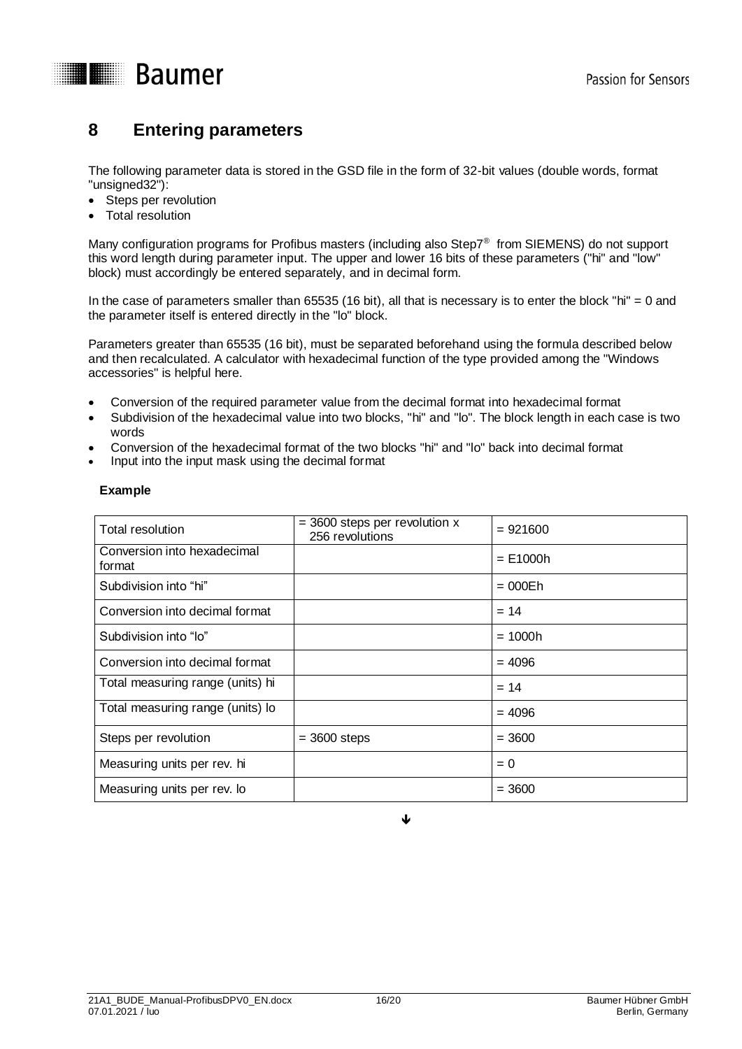# 8 Entering parameters

The following parameter data is stored in the GSD file in the form of 32-bit values (double words, format "unsigned32"):

- Steps per revolution
- Total resolution

Many configuration programs for Profibus masters (including also Step7® from SIEMENS) do not support this word length during parameter input. The upper and lower 16 bits of these parameters ("hi" and "low" block) must accordingly be entered separately, and in decimal form.

In the case of parameters smaller than 65535 (16 bit), all that is necessary is to enter the block "hi" = 0 and the parameter itself is entered directly in the "lo" block.

Parameters greater than 65535 (16 bit), must be separated beforehand using the formula described below and then recalculated. A calculator with hexadecimal function of the type provided among the "Windows accessories" is helpful here.

- Conversion of the required parameter value from the decimal format into hexadecimal format
- Subdivision of the hexadecimal value into two blocks, "hi" and "lo". The block length in each case is two words
- Conversion of the hexadecimal format of the two blocks "hi" and "lo" back into decimal format
- Input into the input mask using the decimal format

**Example**

| Total resolution | = 3600 steps per revolution x 256 revolutions | = 921600 |
|---|---|---|
| Conversion into hexadecimal format | | = E1000h |
| Subdivision into "hi" | | = 000Eh |
| Conversion into decimal format | | = 14 |
| Subdivision into "lo" | | = 1000h |
| Conversion into decimal format | | = 4096 |
| Total measuring range (units) hi | | = 14 |
| Total measuring range (units) lo | | = 4096 |
| Steps per revolution | = 3600 steps | = 3600 |
| Measuring units per rev. hi | | = 0 |
| Measuring units per rev. lo | | = 3600 |

↓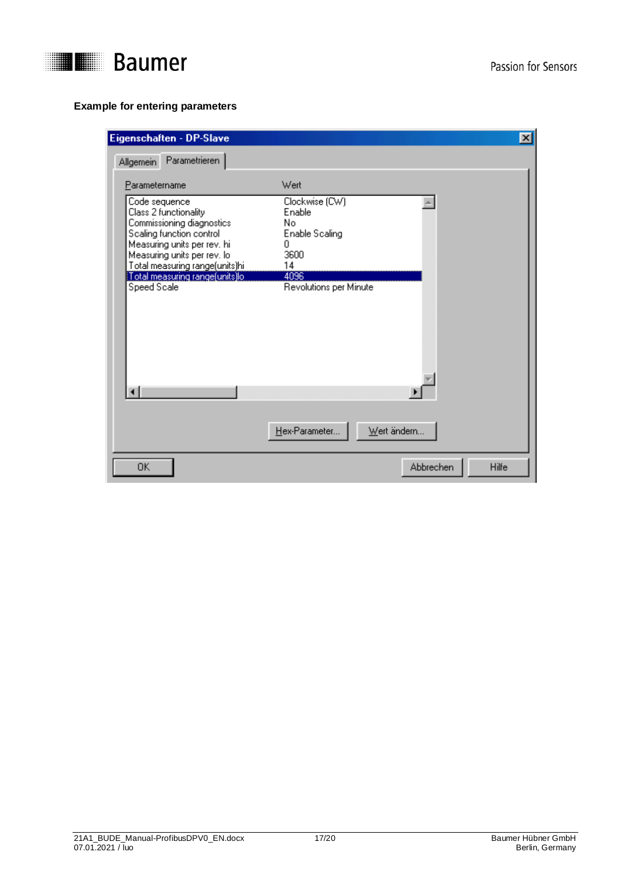**Example for entering parameters**

**Eigenschaften - DP-Slave**

Allgemein | Parametrieren

| Parametername | Wert |
|---|---|
| Code sequence | Clockwise (CW) |
| Class 2 functionality | Enable |
| Commissioning diagnostics | No |
| Scaling function control | Enable Scaling |
| Measuring units per rev. hi | 0 |
| Measuring units per rev. lo | 3600 |
| Total measuring range(units)hi | 14 |
| Total measuring range(units)lo | 4096 |
| Speed Scale | Revolutions per Minute |

Hex-Parameter... | Wert ändern...

OK | Abbrechen | Hilfe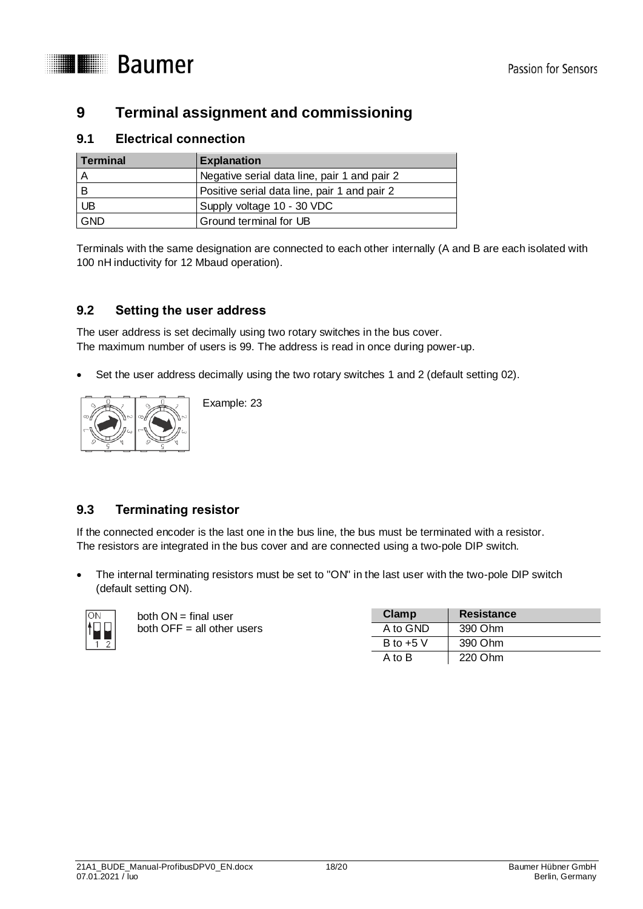# 9 Terminal assignment and commissioning

## 9.1 Electrical connection

| Terminal | Explanation |
| --- | --- |
| A | Negative serial data line, pair 1 and pair 2 |
| B | Positive serial data line, pair 1 and pair 2 |
| UB | Supply voltage 10 - 30 VDC |
| GND | Ground terminal for UB |

Terminals with the same designation are connected to each other internally (A and B are each isolated with 100 nH inductivity for 12 Mbaud operation).

## 9.2 Setting the user address

The user address is set decimally using two rotary switches in the bus cover.
The maximum number of users is 99. The address is read in once during power-up.

- Set the user address decimally using the two rotary switches 1 and 2 (default setting 02).

Example: 23

## 9.3 Terminating resistor

If the connected encoder is the last one in the bus line, the bus must be terminated with a resistor.
The resistors are integrated in the bus cover and are connected using a two-pole DIP switch.

- The internal terminating resistors must be set to "ON" in the last user with the two-pole DIP switch (default setting ON).

both ON = final user
both OFF = all other users

| Clamp | Resistance |
| --- | --- |
| A to GND | 390 Ohm |
| B to +5 V | 390 Ohm |
| A to B | 220 Ohm |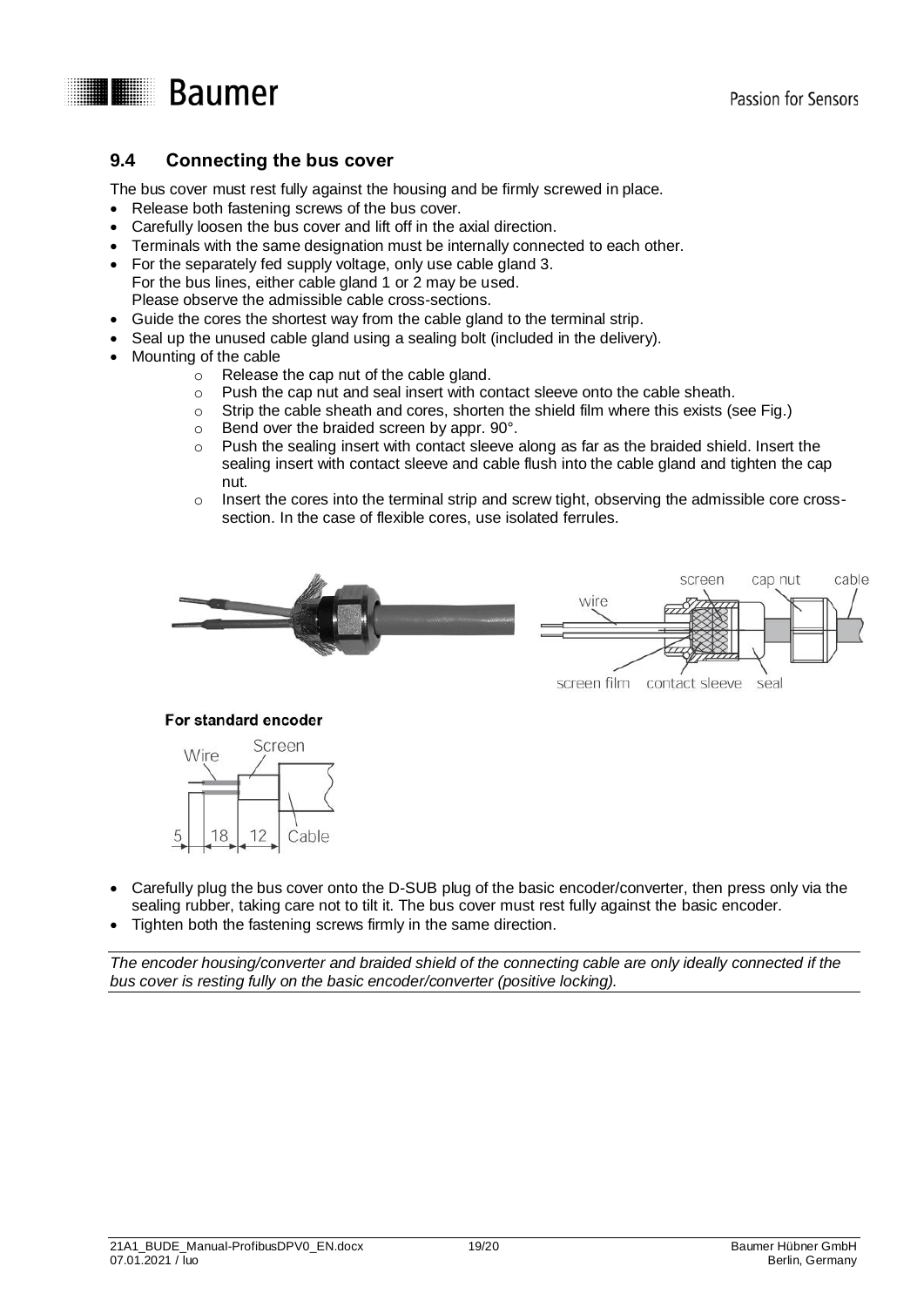## 9.4 Connecting the bus cover

The bus cover must rest fully against the housing and be firmly screwed in place.

- Release both fastening screws of the bus cover.
- Carefully loosen the bus cover and lift off in the axial direction.
- Terminals with the same designation must be internally connected to each other.
- For the separately fed supply voltage, only use cable gland 3.
  For the bus lines, either cable gland 1 or 2 may be used.
  Please observe the admissible cable cross-sections.
- Guide the cores the shortest way from the cable gland to the terminal strip.
- Seal up the unused cable gland using a sealing bolt (included in the delivery).
- Mounting of the cable
  - Release the cap nut of the cable gland.
  - Push the cap nut and seal insert with contact sleeve onto the cable sheath.
  - Strip the cable sheath and cores, shorten the shield film where this exists (see Fig.)
  - Bend over the braided screen by appr. 90°.
  - Push the sealing insert with contact sleeve along as far as the braided shield. Insert the sealing insert with contact sleeve and cable flush into the cable gland and tighten the cap nut.
  - Insert the cores into the terminal strip and screw tight, observing the admissible core cross-section. In the case of flexible cores, use isolated ferrules.

wire, screen, cap nut, cable, screen film, contact sleeve, seal

**For standard encoder**

Wire, Screen, Cable — 5, 18, 12

- Carefully plug the bus cover onto the D-SUB plug of the basic encoder/converter, then press only via the sealing rubber, taking care not to tilt it. The bus cover must rest fully against the basic encoder.
- Tighten both the fastening screws firmly in the same direction.

*The encoder housing/converter and braided shield of the connecting cable are only ideally connected if the bus cover is resting fully on the basic encoder/converter (positive locking).*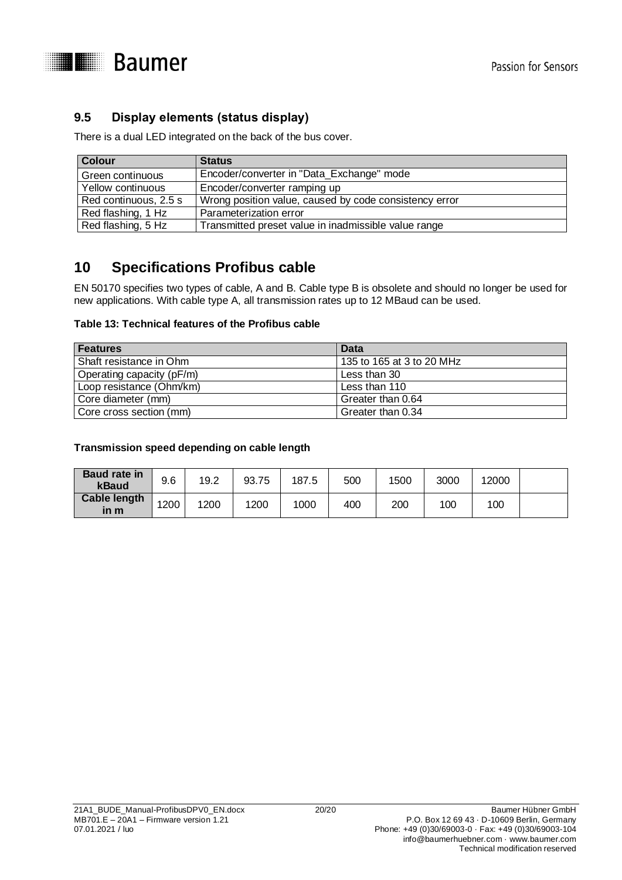## 9.5 Display elements (status display)

There is a dual LED integrated on the back of the bus cover.

| Colour | Status |
|---|---|
| Green continuous | Encoder/converter in "Data_Exchange" mode |
| Yellow continuous | Encoder/converter ramping up |
| Red continuous, 2.5 s | Wrong position value, caused by code consistency error |
| Red flashing, 1 Hz | Parameterization error |
| Red flashing, 5 Hz | Transmitted preset value in inadmissible value range |

# 10 Specifications Profibus cable

EN 50170 specifies two types of cable, A and B. Cable type B is obsolete and should no longer be used for new applications. With cable type A, all transmission rates up to 12 MBaud can be used.

**Table 13: Technical features of the Profibus cable**

| Features | Data |
|---|---|
| Shaft resistance in Ohm | 135 to 165 at 3 to 20 MHz |
| Operating capacity (pF/m) | Less than 30 |
| Loop resistance (Ohm/km) | Less than 110 |
| Core diameter (mm) | Greater than 0.64 |
| Core cross section (mm) | Greater than 0.34 |

**Transmission speed depending on cable length**

| Baud rate in kBaud | 9.6 | 19.2 | 93.75 | 187.5 | 500 | 1500 | 3000 | 12000 | |
|---|---|---|---|---|---|---|---|---|---|
| Cable length in m | 1200 | 1200 | 1200 | 1000 | 400 | 200 | 100 | 100 | |